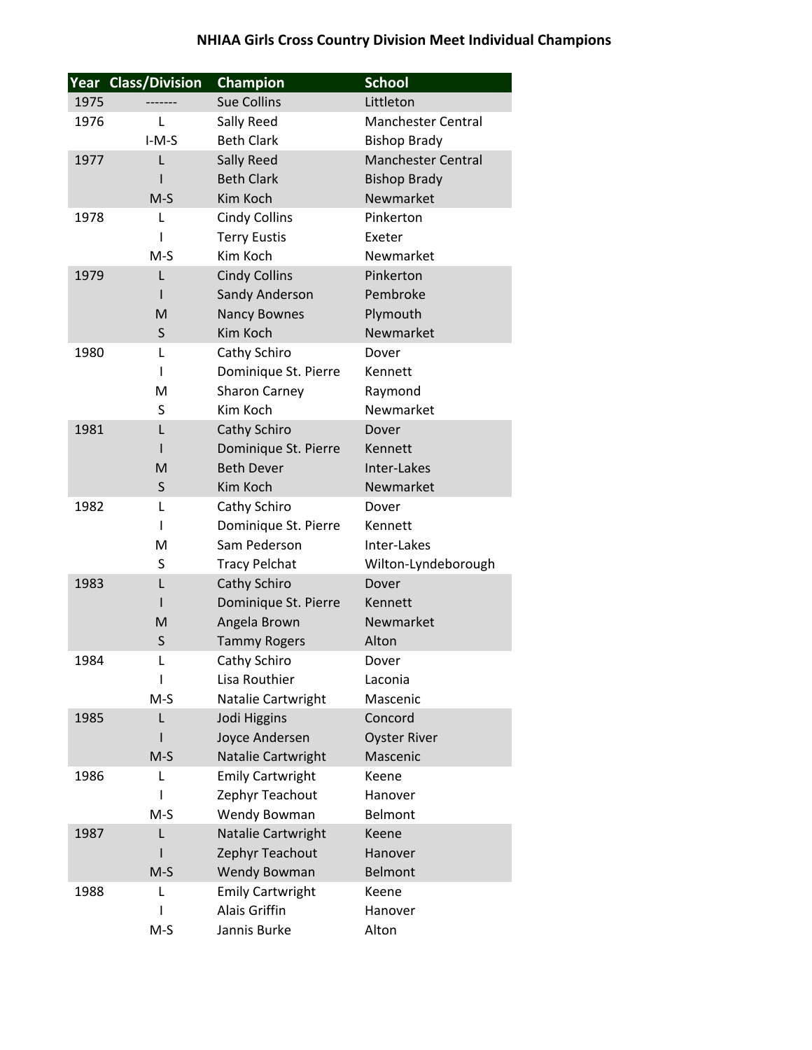# NHIAA Girls Cross Country Division Meet Individual Champions

| Year | Class/Division | Champion | School |
|---|---|---|---|
| 1975 | ------- | Sue Collins | Littleton |
| 1976 | L | Sally Reed | Manchester Central |
| | I-M-S | Beth Clark | Bishop Brady |
| 1977 | L | Sally Reed | Manchester Central |
| | I | Beth Clark | Bishop Brady |
| | M-S | Kim Koch | Newmarket |
| 1978 | L | Cindy Collins | Pinkerton |
| | I | Terry Eustis | Exeter |
| | M-S | Kim Koch | Newmarket |
| 1979 | L | Cindy Collins | Pinkerton |
| | I | Sandy Anderson | Pembroke |
| | M | Nancy Bownes | Plymouth |
| | S | Kim Koch | Newmarket |
| 1980 | L | Cathy Schiro | Dover |
| | I | Dominique St. Pierre | Kennett |
| | M | Sharon Carney | Raymond |
| | S | Kim Koch | Newmarket |
| 1981 | L | Cathy Schiro | Dover |
| | I | Dominique St. Pierre | Kennett |
| | M | Beth Dever | Inter-Lakes |
| | S | Kim Koch | Newmarket |
| 1982 | L | Cathy Schiro | Dover |
| | I | Dominique St. Pierre | Kennett |
| | M | Sam Pederson | Inter-Lakes |
| | S | Tracy Pelchat | Wilton-Lyndeborough |
| 1983 | L | Cathy Schiro | Dover |
| | I | Dominique St. Pierre | Kennett |
| | M | Angela Brown | Newmarket |
| | S | Tammy Rogers | Alton |
| 1984 | L | Cathy Schiro | Dover |
| | I | Lisa Routhier | Laconia |
| | M-S | Natalie Cartwright | Mascenic |
| 1985 | L | Jodi Higgins | Concord |
| | I | Joyce Andersen | Oyster River |
| | M-S | Natalie Cartwright | Mascenic |
| 1986 | L | Emily Cartwright | Keene |
| | I | Zephyr Teachout | Hanover |
| | M-S | Wendy Bowman | Belmont |
| 1987 | L | Natalie Cartwright | Keene |
| | I | Zephyr Teachout | Hanover |
| | M-S | Wendy Bowman | Belmont |
| 1988 | L | Emily Cartwright | Keene |
| | I | Alais Griffin | Hanover |
| | M-S | Jannis Burke | Alton |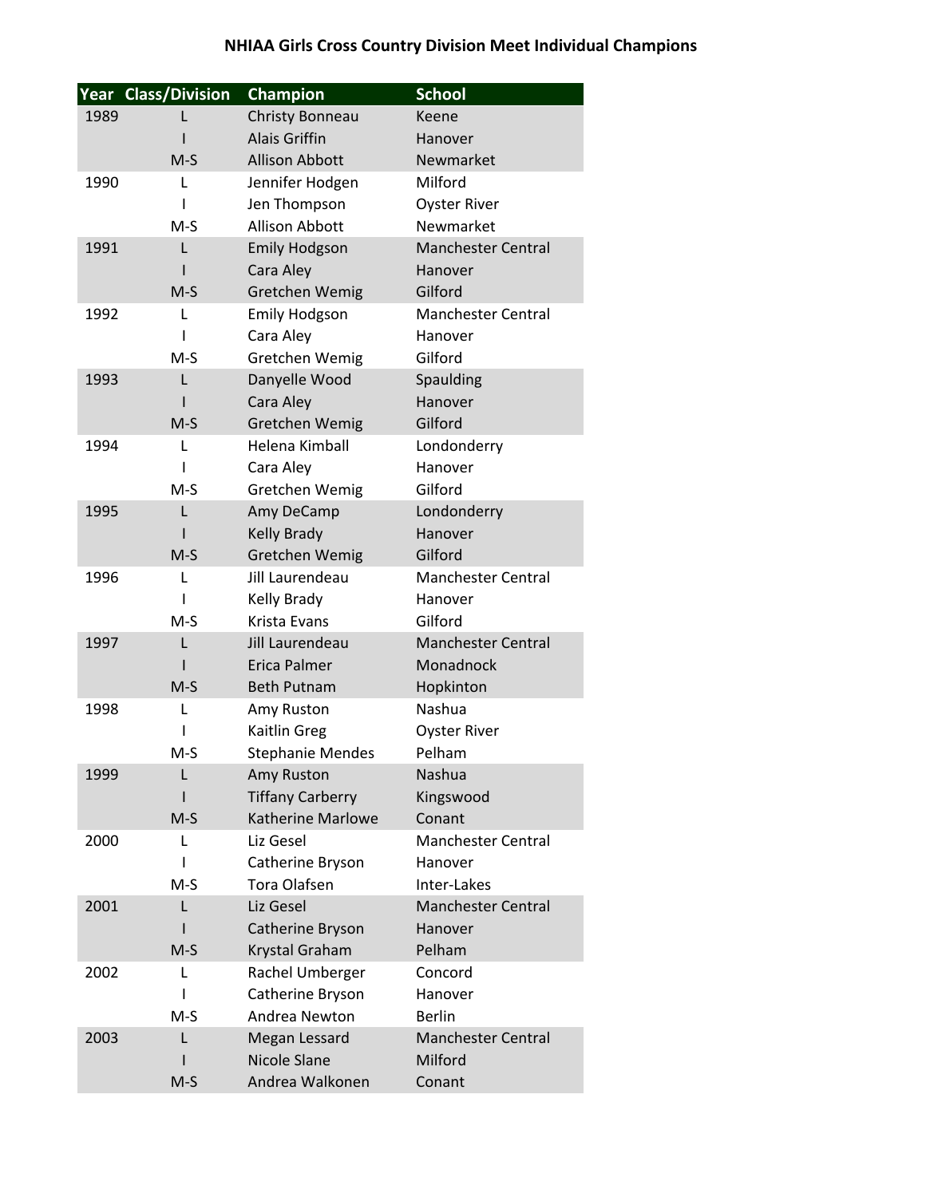# NHIAA Girls Cross Country Division Meet Individual Champions

| Year | Class/Division | Champion | School |
|---|---|---|---|
| 1989 | L | Christy Bonneau | Keene |
| | I | Alais Griffin | Hanover |
| | M-S | Allison Abbott | Newmarket |
| 1990 | L | Jennifer Hodgen | Milford |
| | I | Jen Thompson | Oyster River |
| | M-S | Allison Abbott | Newmarket |
| 1991 | L | Emily Hodgson | Manchester Central |
| | I | Cara Aley | Hanover |
| | M-S | Gretchen Wemig | Gilford |
| 1992 | L | Emily Hodgson | Manchester Central |
| | I | Cara Aley | Hanover |
| | M-S | Gretchen Wemig | Gilford |
| 1993 | L | Danyelle Wood | Spaulding |
| | I | Cara Aley | Hanover |
| | M-S | Gretchen Wemig | Gilford |
| 1994 | L | Helena Kimball | Londonderry |
| | I | Cara Aley | Hanover |
| | M-S | Gretchen Wemig | Gilford |
| 1995 | L | Amy DeCamp | Londonderry |
| | I | Kelly Brady | Hanover |
| | M-S | Gretchen Wemig | Gilford |
| 1996 | L | Jill Laurendeau | Manchester Central |
| | I | Kelly Brady | Hanover |
| | M-S | Krista Evans | Gilford |
| 1997 | L | Jill Laurendeau | Manchester Central |
| | I | Erica Palmer | Monadnock |
| | M-S | Beth Putnam | Hopkinton |
| 1998 | L | Amy Ruston | Nashua |
| | I | Kaitlin Greg | Oyster River |
| | M-S | Stephanie Mendes | Pelham |
| 1999 | L | Amy Ruston | Nashua |
| | I | Tiffany Carberry | Kingswood |
| | M-S | Katherine Marlowe | Conant |
| 2000 | L | Liz Gesel | Manchester Central |
| | I | Catherine Bryson | Hanover |
| | M-S | Tora Olafsen | Inter-Lakes |
| 2001 | L | Liz Gesel | Manchester Central |
| | I | Catherine Bryson | Hanover |
| | M-S | Krystal Graham | Pelham |
| 2002 | L | Rachel Umberger | Concord |
| | I | Catherine Bryson | Hanover |
| | M-S | Andrea Newton | Berlin |
| 2003 | L | Megan Lessard | Manchester Central |
| | I | Nicole Slane | Milford |
| | M-S | Andrea Walkonen | Conant |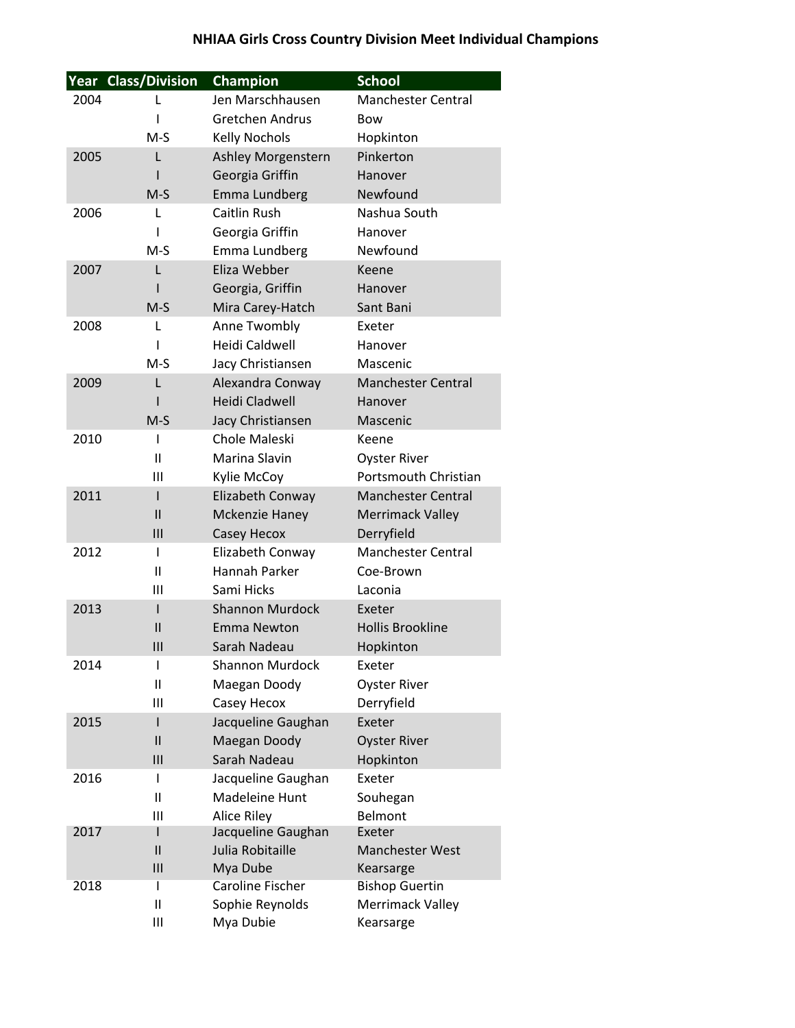# NHIAA Girls Cross Country Division Meet Individual Champions

| Year | Class/Division | Champion | School |
|---|---|---|---|
| 2004 | L | Jen Marschhausen | Manchester Central |
| | I | Gretchen Andrus | Bow |
| | M-S | Kelly Nochols | Hopkinton |
| 2005 | L | Ashley Morgenstern | Pinkerton |
| | I | Georgia Griffin | Hanover |
| | M-S | Emma Lundberg | Newfound |
| 2006 | L | Caitlin Rush | Nashua South |
| | I | Georgia Griffin | Hanover |
| | M-S | Emma Lundberg | Newfound |
| 2007 | L | Eliza Webber | Keene |
| | I | Georgia, Griffin | Hanover |
| | M-S | Mira Carey-Hatch | Sant Bani |
| 2008 | L | Anne Twombly | Exeter |
| | I | Heidi Caldwell | Hanover |
| | M-S | Jacy Christiansen | Mascenic |
| 2009 | L | Alexandra Conway | Manchester Central |
| | I | Heidi Cladwell | Hanover |
| | M-S | Jacy Christiansen | Mascenic |
| 2010 | I | Chole Maleski | Keene |
| | II | Marina Slavin | Oyster River |
| | III | Kylie McCoy | Portsmouth Christian |
| 2011 | I | Elizabeth Conway | Manchester Central |
| | II | Mckenzie Haney | Merrimack Valley |
| | III | Casey Hecox | Derryfield |
| 2012 | I | Elizabeth Conway | Manchester Central |
| | II | Hannah Parker | Coe-Brown |
| | III | Sami Hicks | Laconia |
| 2013 | I | Shannon Murdock | Exeter |
| | II | Emma Newton | Hollis Brookline |
| | III | Sarah Nadeau | Hopkinton |
| 2014 | I | Shannon Murdock | Exeter |
| | II | Maegan Doody | Oyster River |
| | III | Casey Hecox | Derryfield |
| 2015 | I | Jacqueline Gaughan | Exeter |
| | II | Maegan Doody | Oyster River |
| | III | Sarah Nadeau | Hopkinton |
| 2016 | I | Jacqueline Gaughan | Exeter |
| | II | Madeleine Hunt | Souhegan |
| | III | Alice Riley | Belmont |
| 2017 | I | Jacqueline Gaughan | Exeter |
| | II | Julia Robitaille | Manchester West |
| | III | Mya Dube | Kearsarge |
| 2018 | I | Caroline Fischer | Bishop Guertin |
| | II | Sophie Reynolds | Merrimack Valley |
| | III | Mya Dubie | Kearsarge |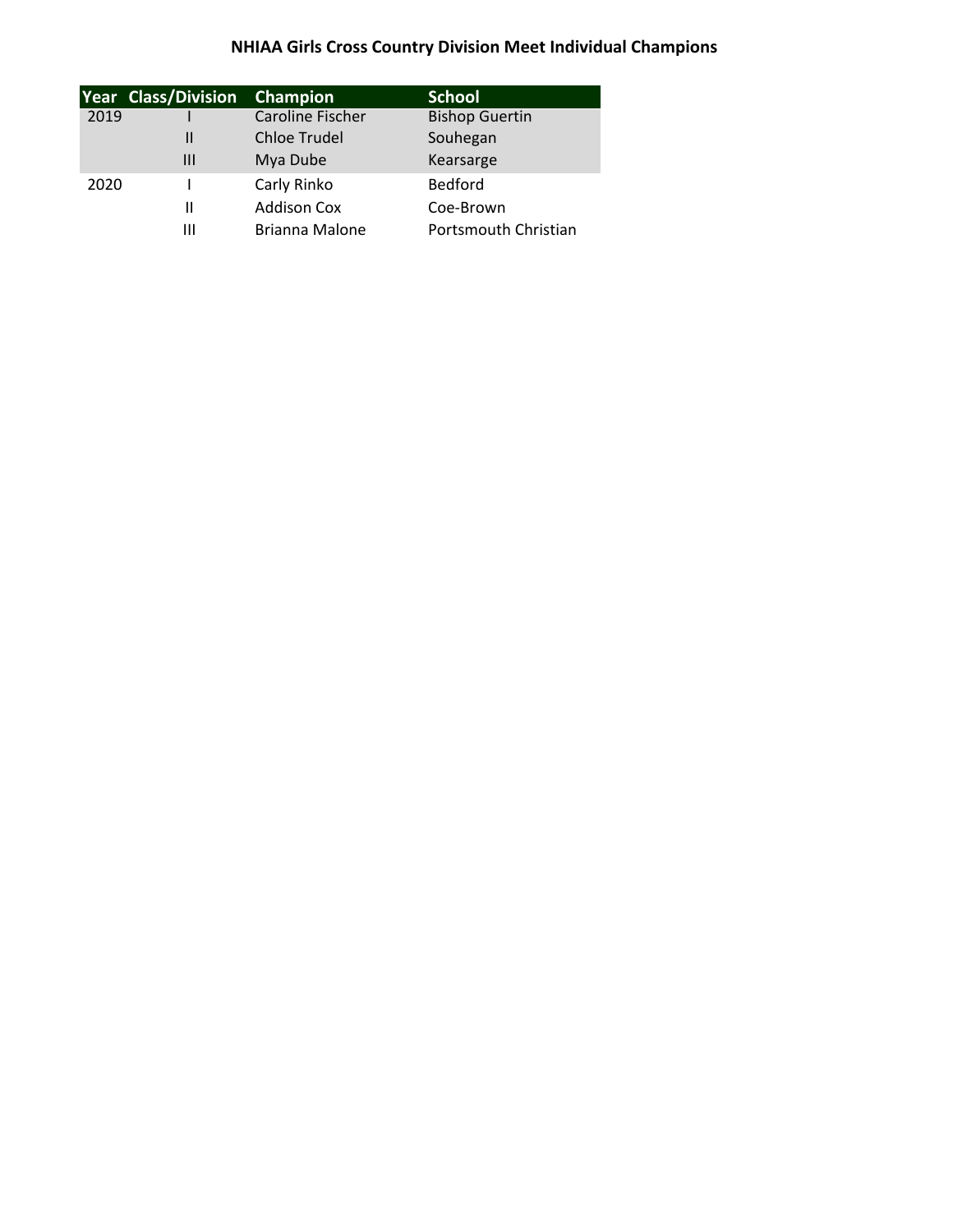**NHIAA Girls Cross Country Division Meet Individual Champions**

| Year | Class/Division | Champion | School |
|---|---|---|---|
| 2019 | I | Caroline Fischer | Bishop Guertin |
| | II | Chloe Trudel | Souhegan |
| | III | Mya Dube | Kearsarge |
| 2020 | I | Carly Rinko | Bedford |
| | II | Addison Cox | Coe-Brown |
| | III | Brianna Malone | Portsmouth Christian |